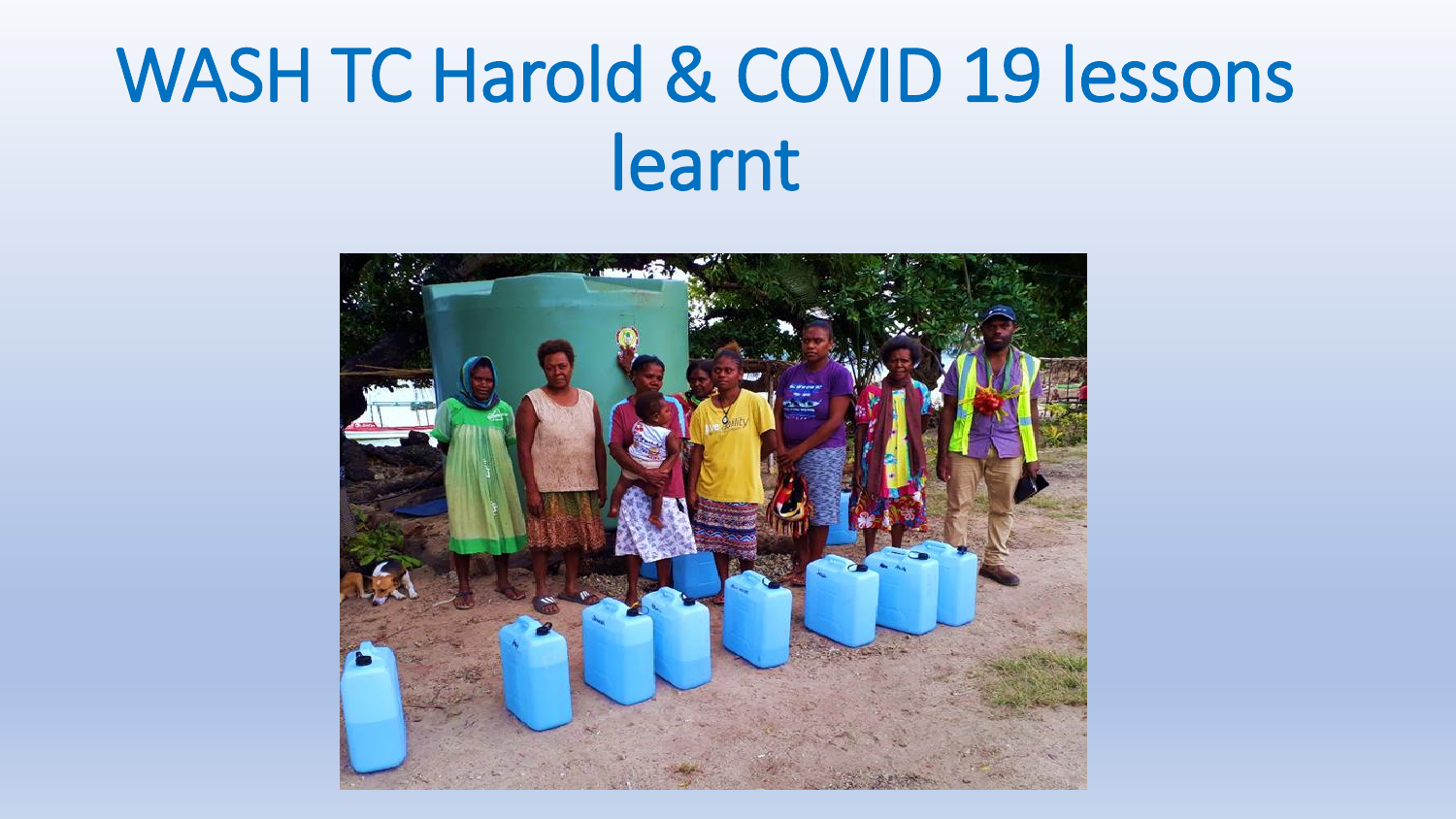# WASH TC Harold & COVID 19 lessons learnt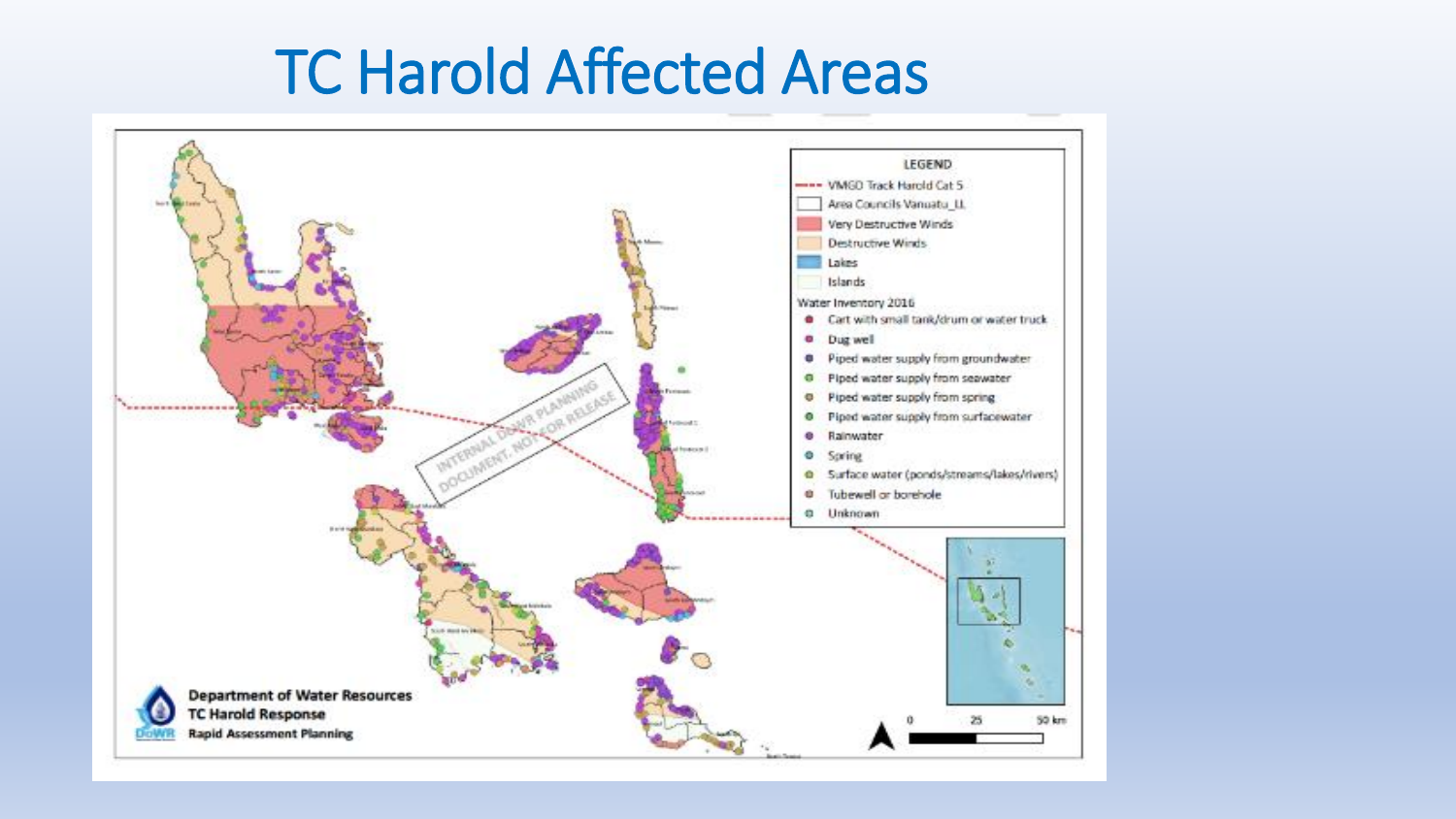# TC Harold Affected Areas

LEGEND

- VMGD Track Harold Cat 5
- Area Councils Vanuatu_LL
- Very Destructive Winds
- Destructive Winds
- Lakes
- Islands

Water Inventory 2016

- Cart with small tank/drum or water truck
- Dug well
- Piped water supply from groundwater
- Piped water supply from seawater
- Piped water supply from spring
- Piped water supply from surfacewater
- Rainwater
- Spring
- Surface water (ponds/streams/lakes/rivers)
- Tubewell or borehole
- Unknown

INTERNAL DoWR PLANNING DOCUMENT. NOT FOR RELEASE

**Department of Water Resources**
**TC Harold Response**
**Rapid Assessment Planning**

0 25 50 km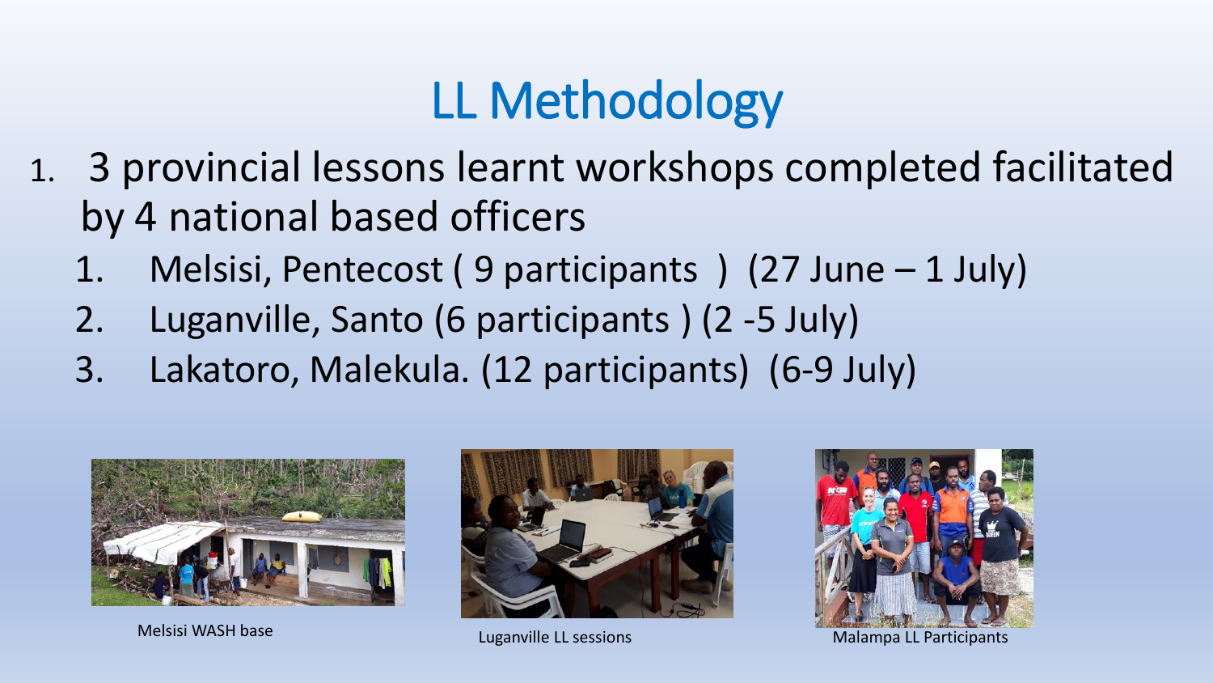# LL Methodology

1. 3 provincial lessons learnt workshops completed facilitated by 4 national based officers
   1. Melsisi, Pentecost ( 9 participants ) (27 June – 1 July)
   2. Luganville, Santo (6 participants ) (2 -5 July)
   3. Lakatoro, Malekula. (12 participants) (6-9 July)

Melsisi WASH base

Luganville LL sessions

Malampa LL Participants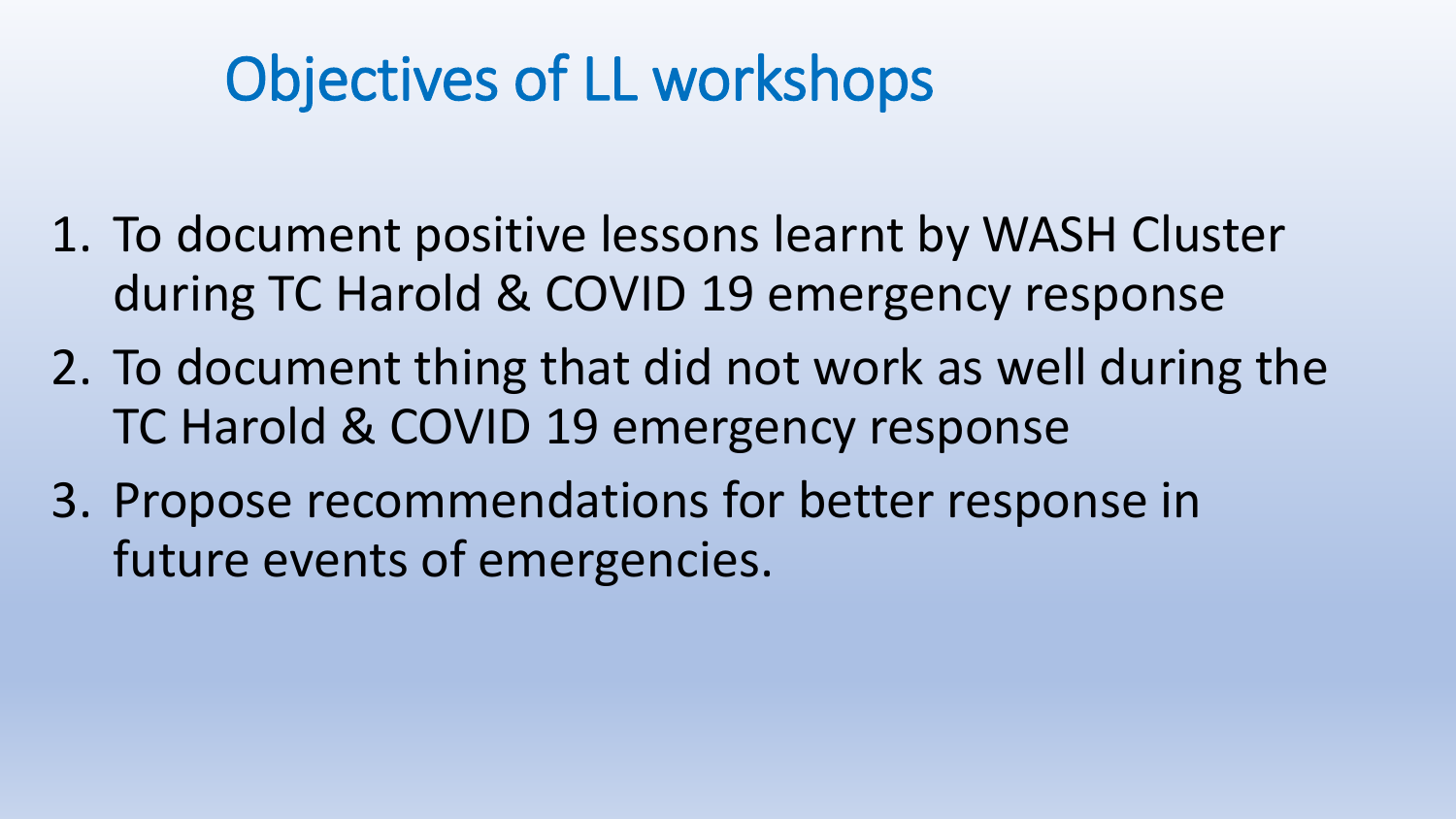# Objectives of LL workshops

1. To document positive lessons learnt by WASH Cluster during TC Harold & COVID 19 emergency response
2. To document thing that did not work as well during the TC Harold & COVID 19 emergency response
3. Propose recommendations for better response in future events of emergencies.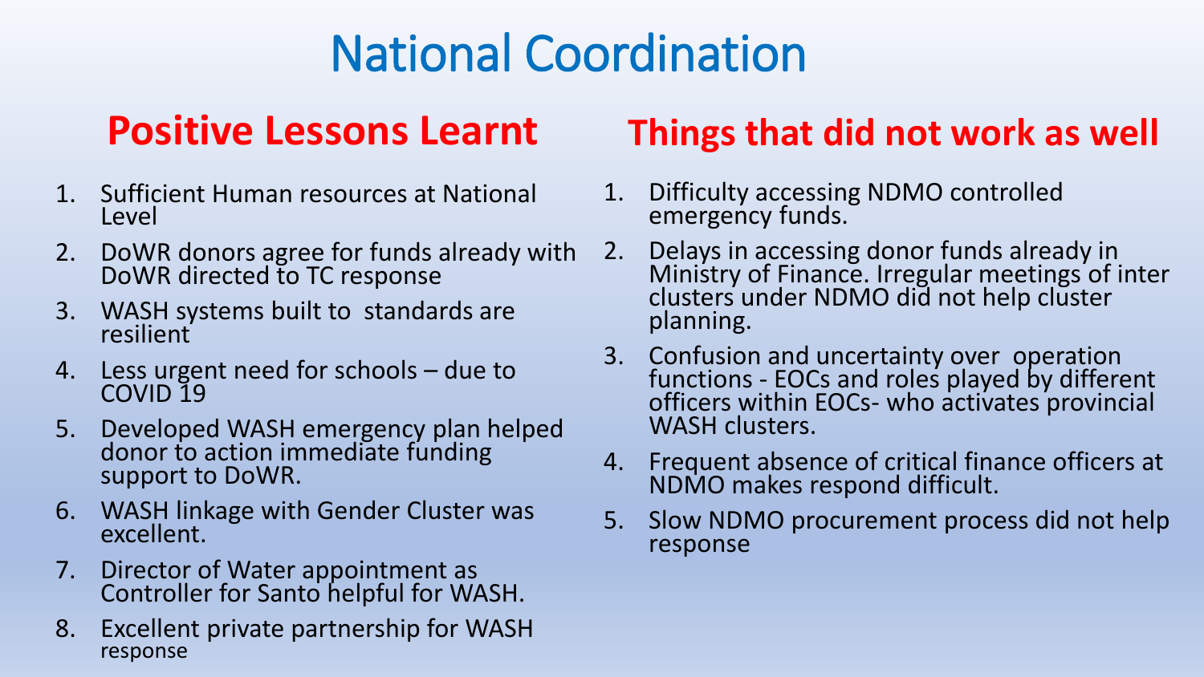# National Coordination

## Positive Lessons Learnt

1. Sufficient Human resources at National Level
2. DoWR donors agree for funds already with DoWR directed to TC response
3. WASH systems built to standards are resilient
4. Less urgent need for schools – due to COVID 19
5. Developed WASH emergency plan helped donor to action immediate funding support to DoWR.
6. WASH linkage with Gender Cluster was excellent.
7. Director of Water appointment as Controller for Santo helpful for WASH.
8. Excellent private partnership for WASH response

## Things that did not work as well

1. Difficulty accessing NDMO controlled emergency funds.
2. Delays in accessing donor funds already in Ministry of Finance. Irregular meetings of inter clusters under NDMO did not help cluster planning.
3. Confusion and uncertainty over operation functions - EOCs and roles played by different officers within EOCs- who activates provincial WASH clusters.
4. Frequent absence of critical finance officers at NDMO makes respond difficult.
5. Slow NDMO procurement process did not help response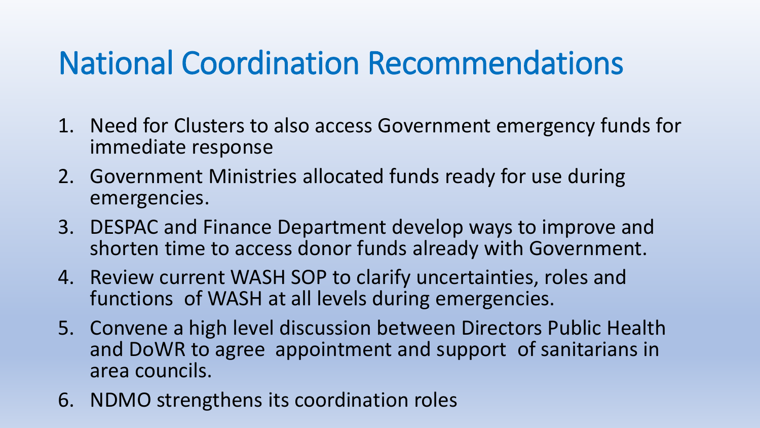# National Coordination Recommendations

1. Need for Clusters to also access Government emergency funds for immediate response
2. Government Ministries allocated funds ready for use during emergencies.
3. DESPAC and Finance Department develop ways to improve and shorten time to access donor funds already with Government.
4. Review current WASH SOP to clarify uncertainties, roles and functions of WASH at all levels during emergencies.
5. Convene a high level discussion between Directors Public Health and DoWR to agree appointment and support of sanitarians in area councils.
6. NDMO strengthens its coordination roles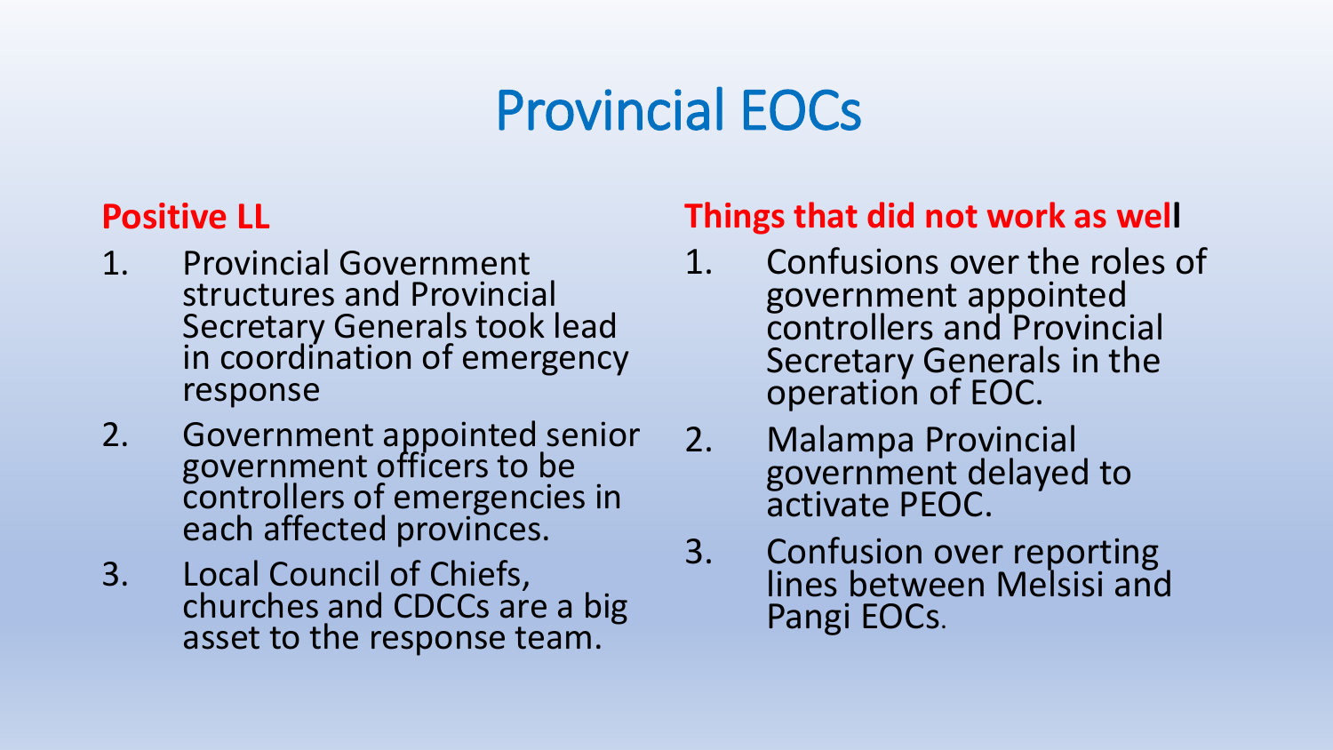# Provincial EOCs

**Positive LL**

1. Provincial Government structures and Provincial Secretary Generals took lead in coordination of emergency response
2. Government appointed senior government officers to be controllers of emergencies in each affected provinces.
3. Local Council of Chiefs, churches and CDCCs are a big asset to the response team.

**Things that did not work as well**

1. Confusions over the roles of government appointed controllers and Provincial Secretary Generals in the operation of EOC.
2. Malampa Provincial government delayed to activate PEOC.
3. Confusion over reporting lines between Melsisi and Pangi EOCs.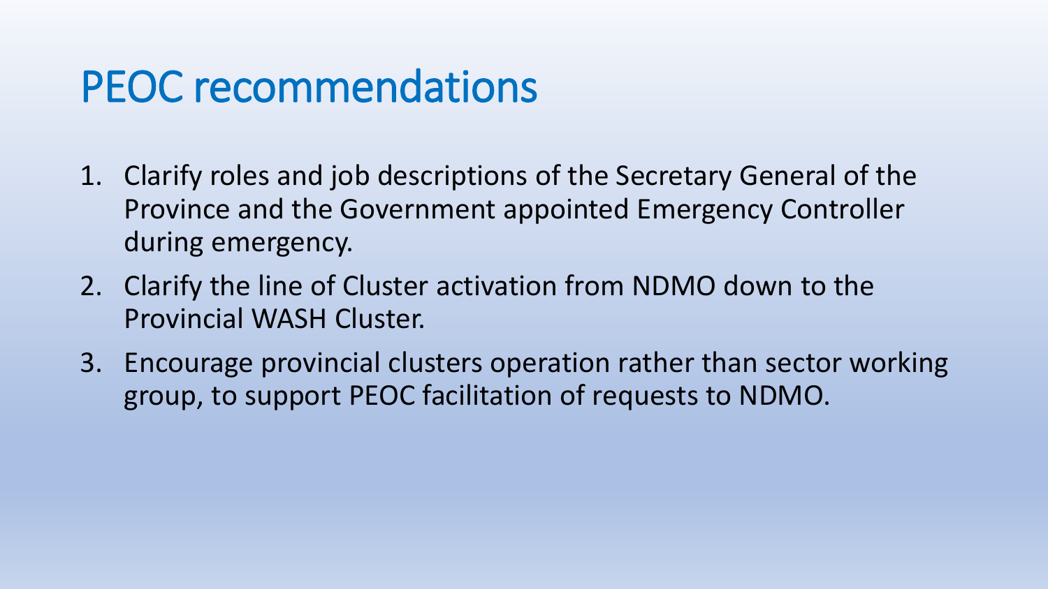# PEOC recommendations

1. Clarify roles and job descriptions of the Secretary General of the Province and the Government appointed Emergency Controller during emergency.
2. Clarify the line of Cluster activation from NDMO down to the Provincial WASH Cluster.
3. Encourage provincial clusters operation rather than sector working group, to support PEOC facilitation of requests to NDMO.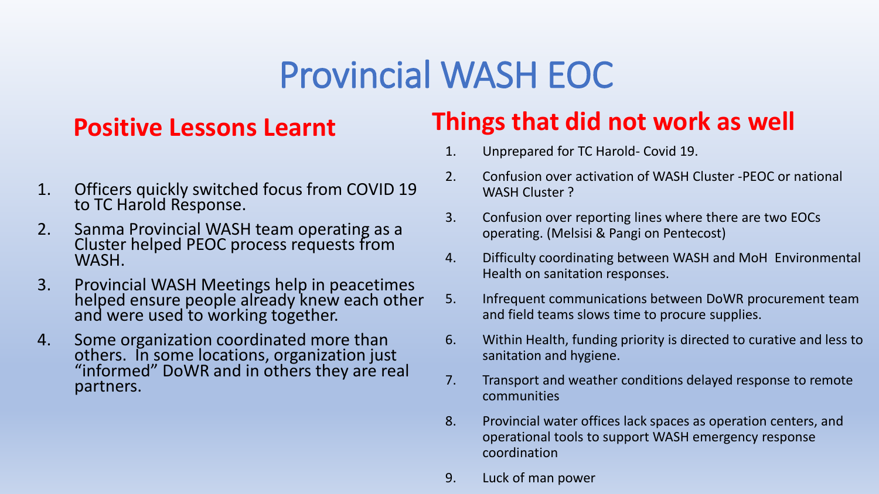# Provincial WASH EOC

## Positive Lessons Learnt

1. Officers quickly switched focus from COVID 19 to TC Harold Response.
2. Sanma Provincial WASH team operating as a Cluster helped PEOC process requests from WASH.
3. Provincial WASH Meetings help in peacetimes helped ensure people already knew each other and were used to working together.
4. Some organization coordinated more than others. In some locations, organization just "informed" DoWR and in others they are real partners.

## Things that did not work as well

1. Unprepared for TC Harold- Covid 19.
2. Confusion over activation of WASH Cluster -PEOC or national WASH Cluster ?
3. Confusion over reporting lines where there are two EOCs operating. (Melsisi & Pangi on Pentecost)
4. Difficulty coordinating between WASH and MoH Environmental Health on sanitation responses.
5. Infrequent communications between DoWR procurement team and field teams slows time to procure supplies.
6. Within Health, funding priority is directed to curative and less to sanitation and hygiene.
7. Transport and weather conditions delayed response to remote communities
8. Provincial water offices lack spaces as operation centers, and operational tools to support WASH emergency response coordination
9. Luck of man power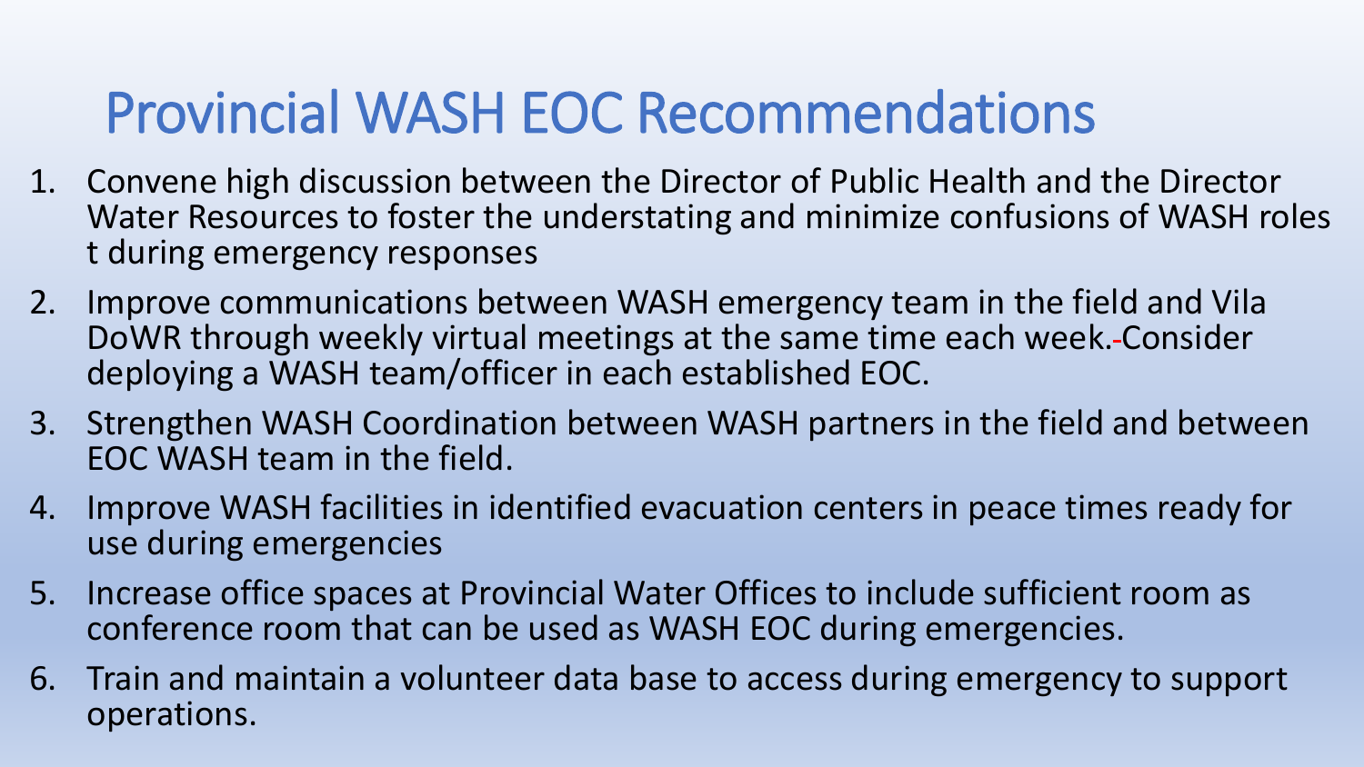# Provincial WASH EOC Recommendations

1. Convene high discussion between the Director of Public Health and the Director Water Resources to foster the understating and minimize confusions of WASH roles t during emergency responses
2. Improve communications between WASH emergency team in the field and Vila DoWR through weekly virtual meetings at the same time each week. Consider deploying a WASH team/officer in each established EOC.
3. Strengthen WASH Coordination between WASH partners in the field and between EOC WASH team in the field.
4. Improve WASH facilities in identified evacuation centers in peace times ready for use during emergencies
5. Increase office spaces at Provincial Water Offices to include sufficient room as conference room that can be used as WASH EOC during emergencies.
6. Train and maintain a volunteer data base to access during emergency to support operations.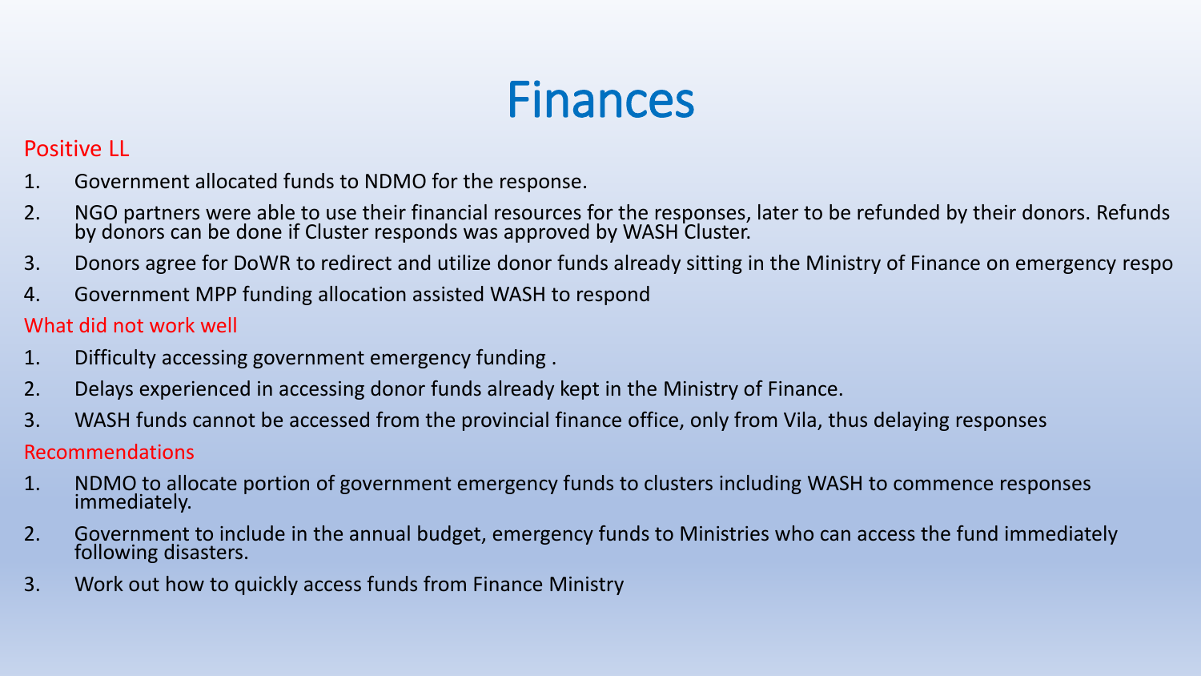# Finances

Positive LL

1. Government allocated funds to NDMO for the response.
2. NGO partners were able to use their financial resources for the responses, later to be refunded by their donors. Refunds by donors can be done if Cluster responds was approved by WASH Cluster.
3. Donors agree for DoWR to redirect and utilize donor funds already sitting in the Ministry of Finance on emergency respo
4. Government MPP funding allocation assisted WASH to respond

What did not work well

1. Difficulty accessing government emergency funding .
2. Delays experienced in accessing donor funds already kept in the Ministry of Finance.
3. WASH funds cannot be accessed from the provincial finance office, only from Vila, thus delaying responses

Recommendations

1. NDMO to allocate portion of government emergency funds to clusters including WASH to commence responses immediately.
2. Government to include in the annual budget, emergency funds to Ministries who can access the fund immediately following disasters.
3. Work out how to quickly access funds from Finance Ministry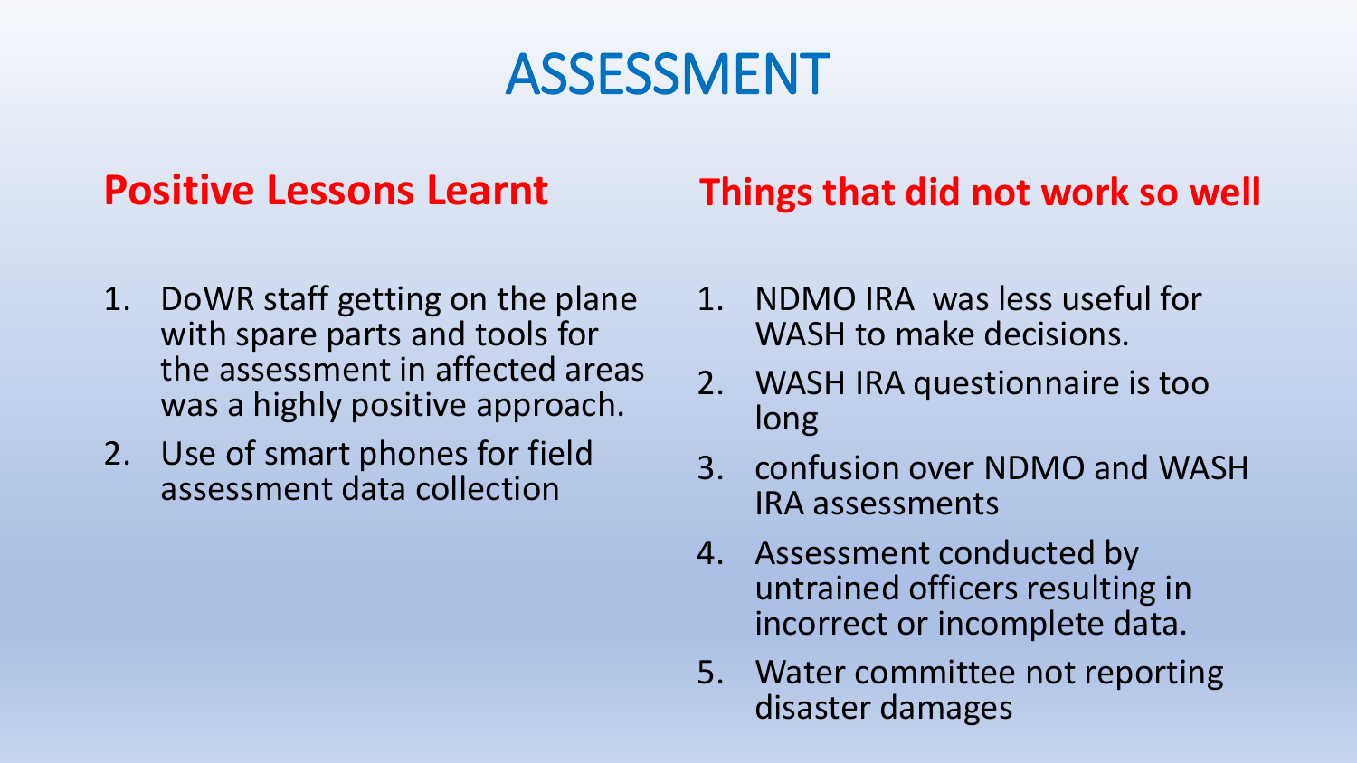# ASSESSMENT

## Positive Lessons Learnt

1. DoWR staff getting on the plane with spare parts and tools for the assessment in affected areas was a highly positive approach.
2. Use of smart phones for field assessment data collection

## Things that did not work so well

1. NDMO IRA was less useful for WASH to make decisions.
2. WASH IRA questionnaire is too long
3. confusion over NDMO and WASH IRA assessments
4. Assessment conducted by untrained officers resulting in incorrect or incomplete data.
5. Water committee not reporting disaster damages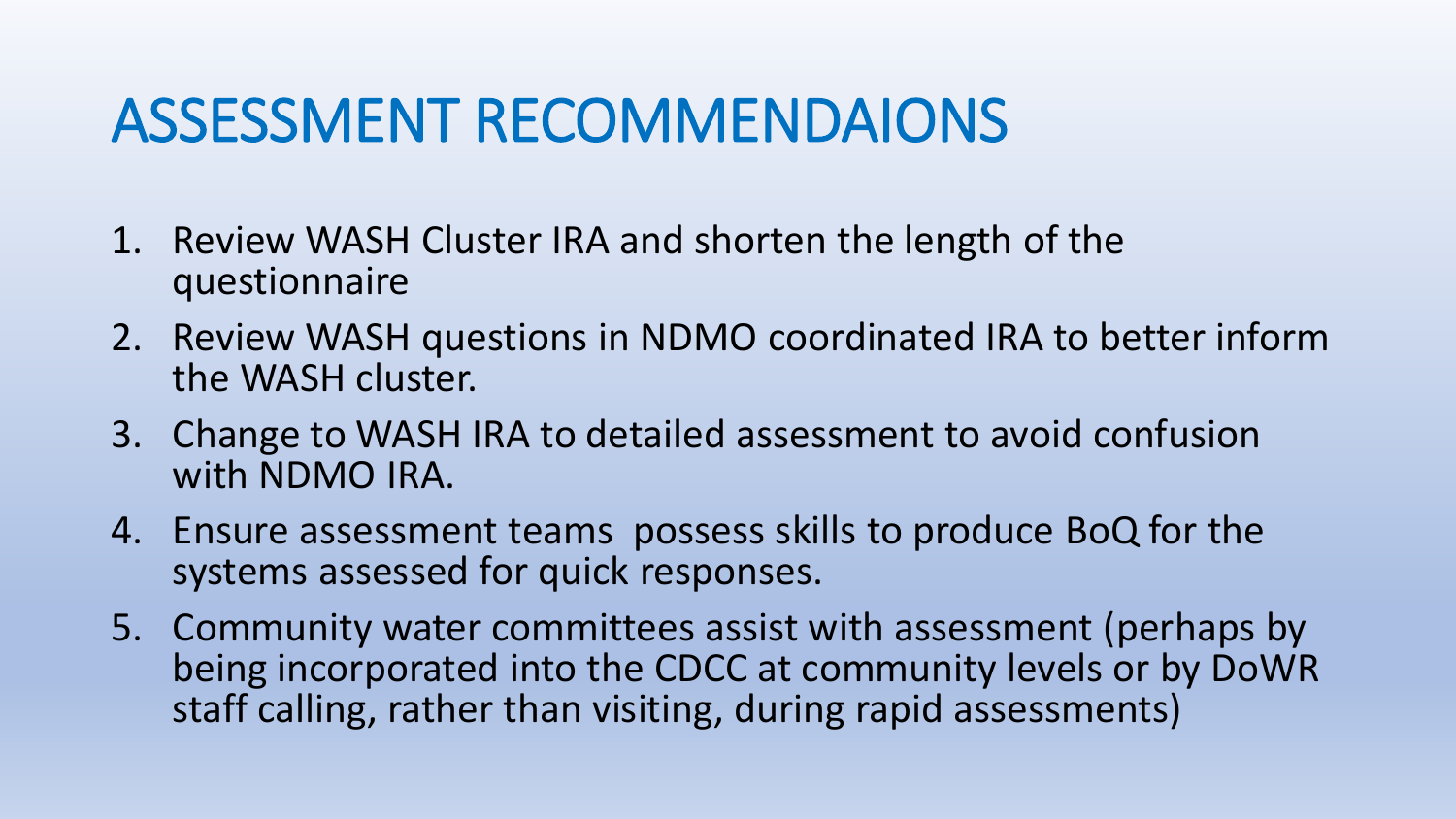# ASSESSMENT RECOMMENDAIONS

1. Review WASH Cluster IRA and shorten the length of the questionnaire
2. Review WASH questions in NDMO coordinated IRA to better inform the WASH cluster.
3. Change to WASH IRA to detailed assessment to avoid confusion with NDMO IRA.
4. Ensure assessment teams possess skills to produce BoQ for the systems assessed for quick responses.
5. Community water committees assist with assessment (perhaps by being incorporated into the CDCC at community levels or by DoWR staff calling, rather than visiting, during rapid assessments)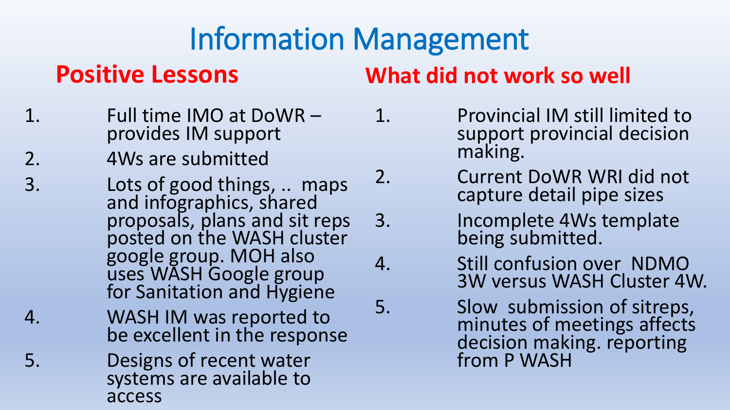# Information Management

## Positive Lessons

1. Full time IMO at DoWR – provides IM support
2. 4Ws are submitted
3. Lots of good things, .. maps and infographics, shared proposals, plans and sit reps posted on the WASH cluster google group. MOH also uses WASH Google group for Sanitation and Hygiene
4. WASH IM was reported to be excellent in the response
5. Designs of recent water systems are available to access

## What did not work so well

1. Provincial IM still limited to support provincial decision making.
2. Current DoWR WRI did not capture detail pipe sizes
3. Incomplete 4Ws template being submitted.
4. Still confusion over NDMO 3W versus WASH Cluster 4W.
5. Slow submission of sitreps, minutes of meetings affects decision making. reporting from P WASH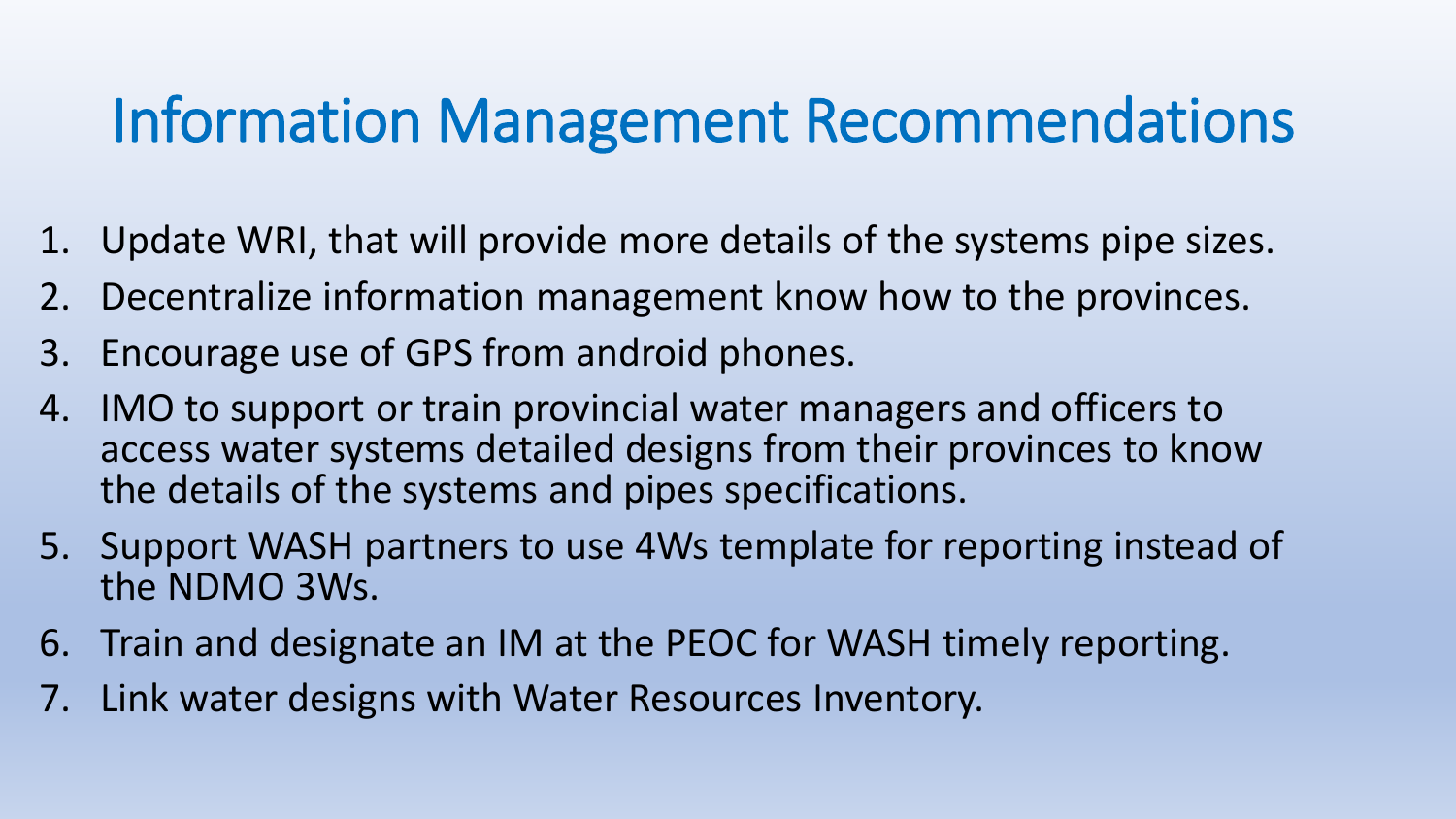# Information Management Recommendations

1. Update WRI, that will provide more details of the systems pipe sizes.
2. Decentralize information management know how to the provinces.
3. Encourage use of GPS from android phones.
4. IMO to support or train provincial water managers and officers to access water systems detailed designs from their provinces to know the details of the systems and pipes specifications.
5. Support WASH partners to use 4Ws template for reporting instead of the NDMO 3Ws.
6. Train and designate an IM at the PEOC for WASH timely reporting.
7. Link water designs with Water Resources Inventory.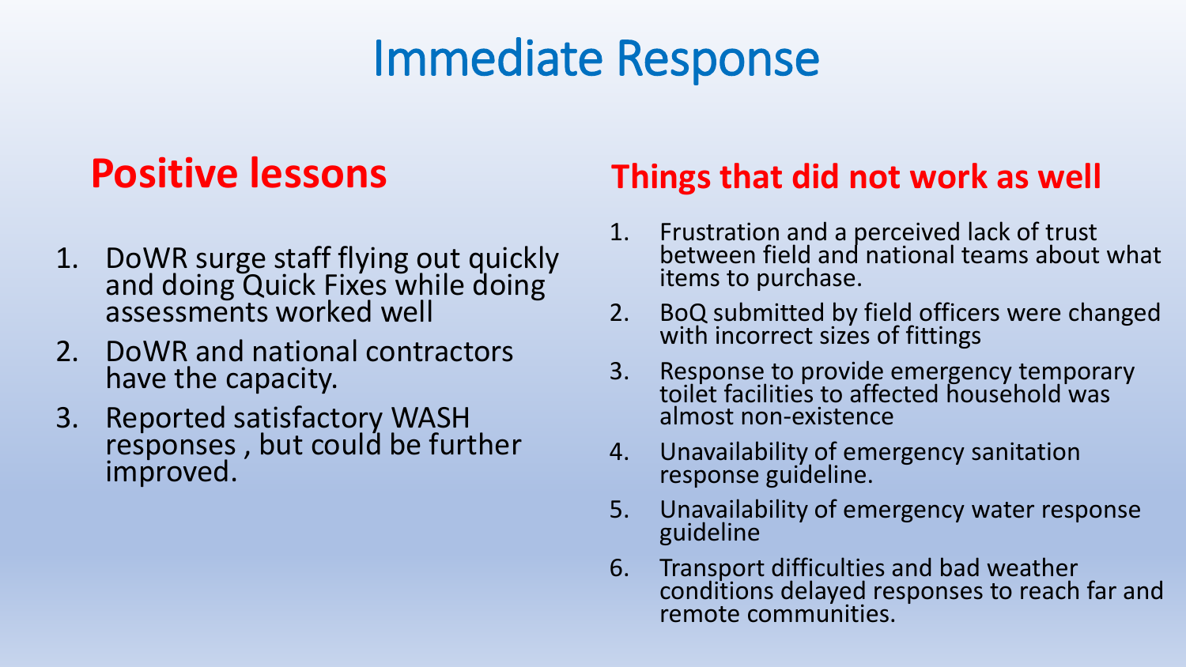# Immediate Response

## Positive lessons

1. DoWR surge staff flying out quickly and doing Quick Fixes while doing assessments worked well
2. DoWR and national contractors have the capacity.
3. Reported satisfactory WASH responses , but could be further improved.

## Things that did not work as well

1. Frustration and a perceived lack of trust between field and national teams about what items to purchase.
2. BoQ submitted by field officers were changed with incorrect sizes of fittings
3. Response to provide emergency temporary toilet facilities to affected household was almost non-existence
4. Unavailability of emergency sanitation response guideline.
5. Unavailability of emergency water response guideline
6. Transport difficulties and bad weather conditions delayed responses to reach far and remote communities.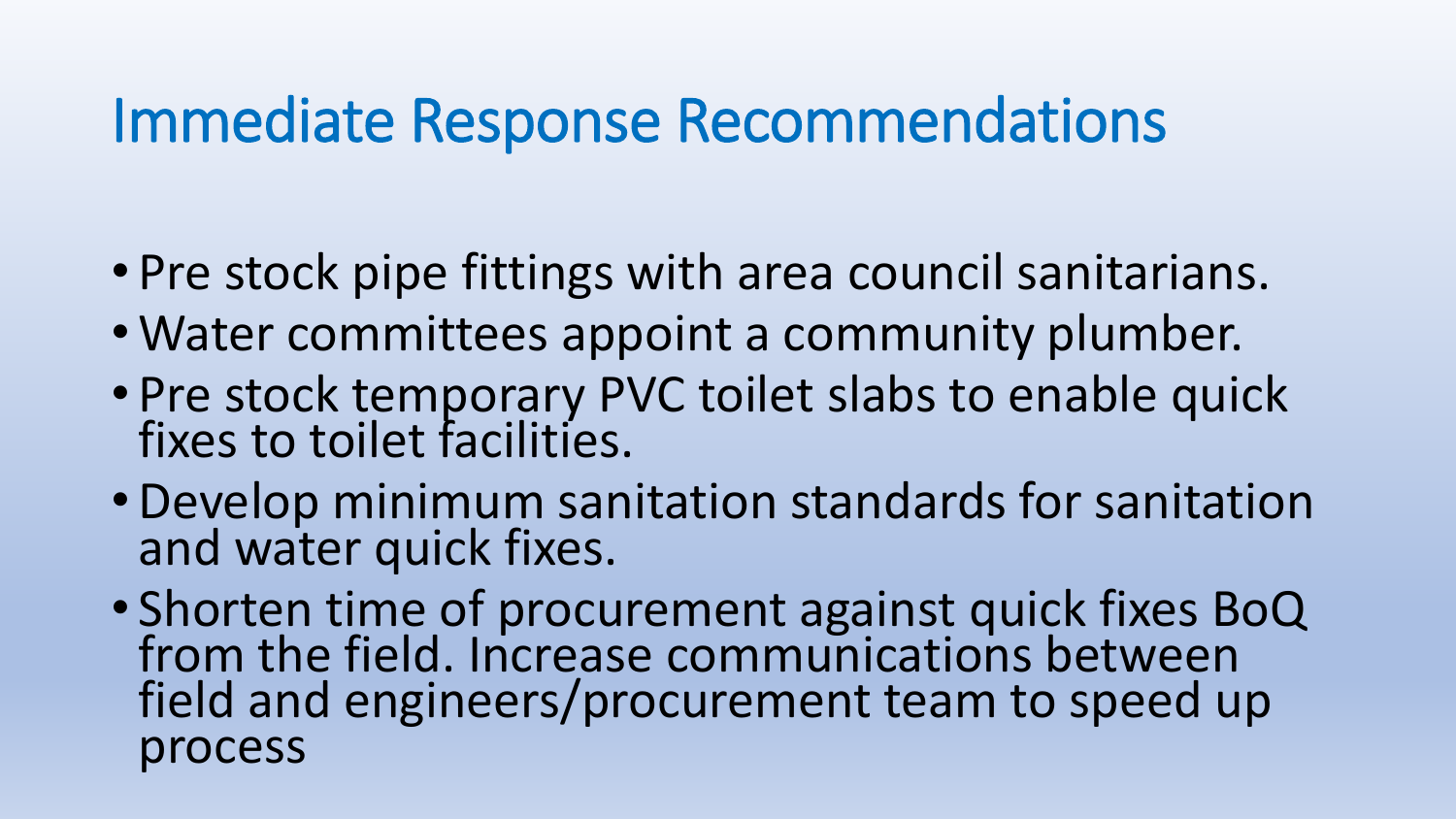# Immediate Response Recommendations

- Pre stock pipe fittings with area council sanitarians.
- Water committees appoint a community plumber.
- Pre stock temporary PVC toilet slabs to enable quick fixes to toilet facilities.
- Develop minimum sanitation standards for sanitation and water quick fixes.
- Shorten time of procurement against quick fixes BoQ from the field. Increase communications between field and engineers/procurement team to speed up process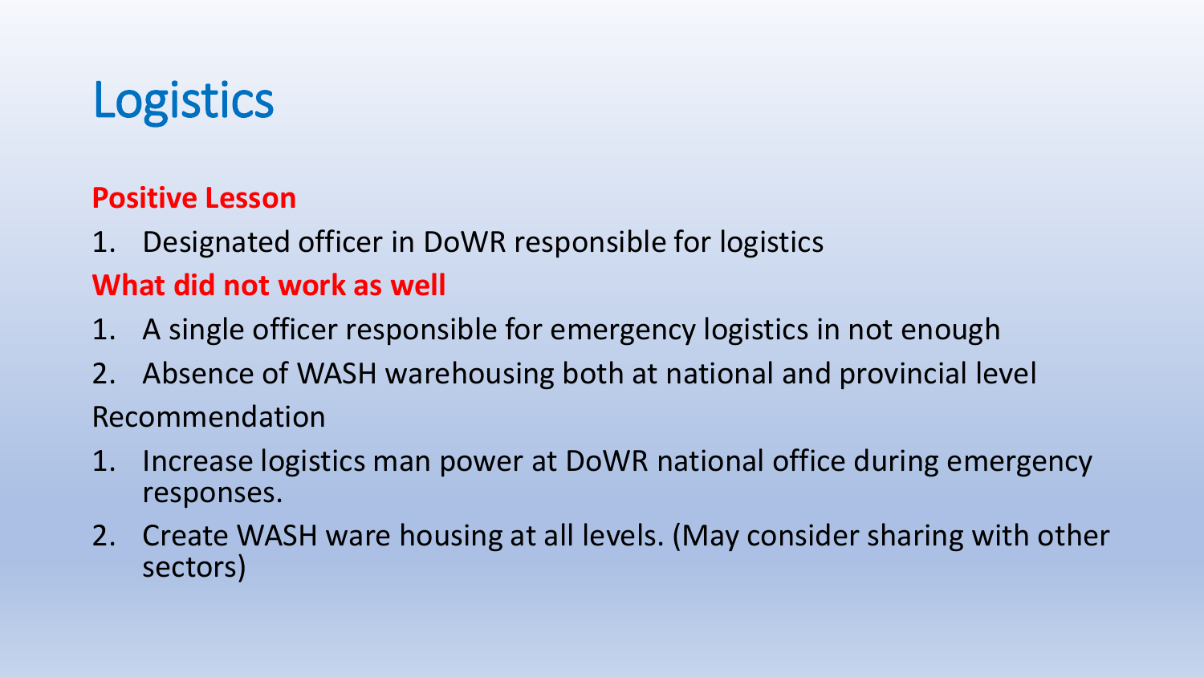# Logistics

**Positive Lesson**

1. Designated officer in DoWR responsible for logistics

**What did not work as well**

1. A single officer responsible for emergency logistics in not enough
2. Absence of WASH warehousing both at national and provincial level

Recommendation

1. Increase logistics man power at DoWR national office during emergency responses.
2. Create WASH ware housing at all levels. (May consider sharing with other sectors)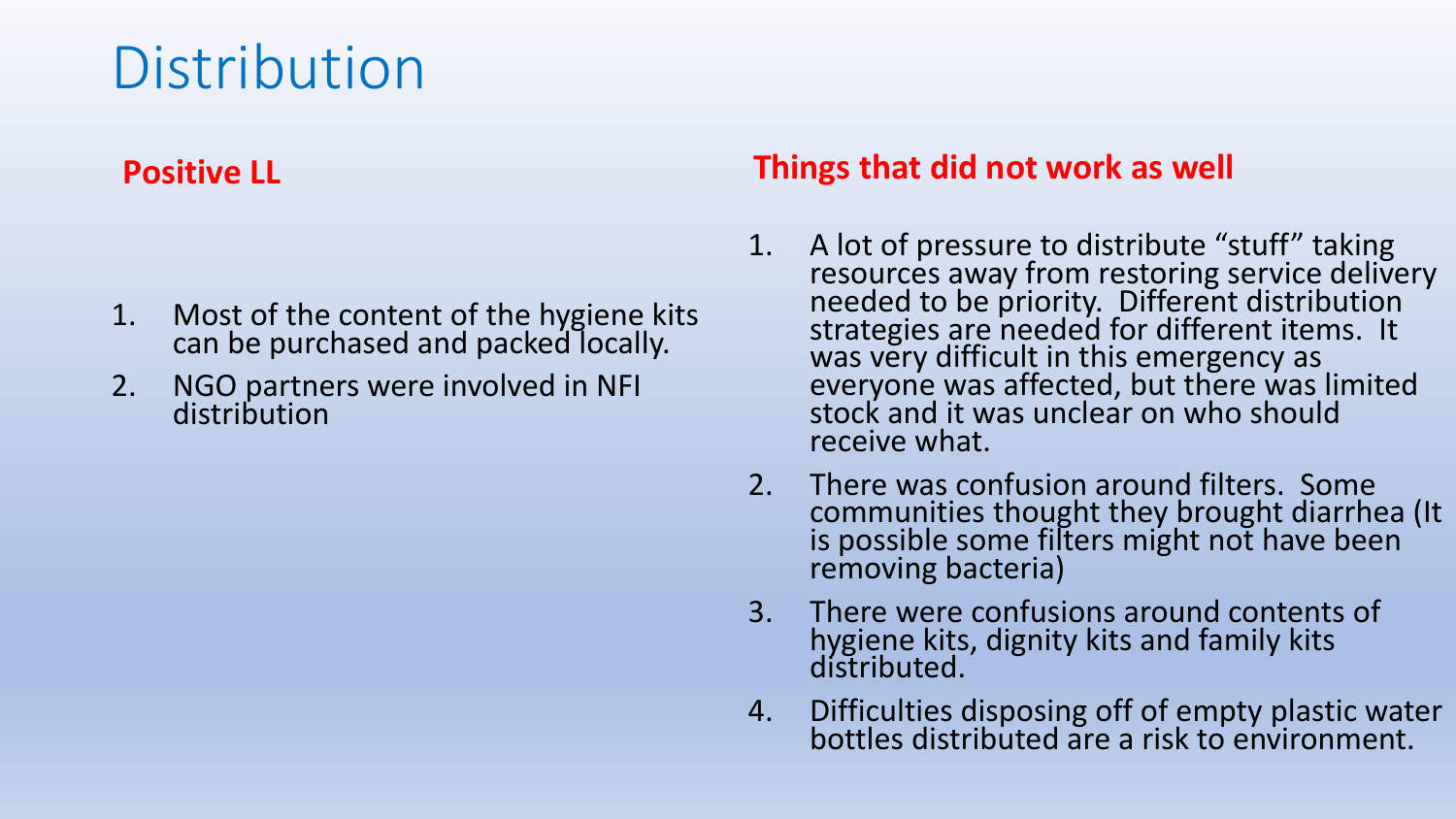# Distribution

## Positive LL

1. Most of the content of the hygiene kits can be purchased and packed locally.
2. NGO partners were involved in NFI distribution

## Things that did not work as well

1. A lot of pressure to distribute "stuff" taking resources away from restoring service delivery needed to be priority. Different distribution strategies are needed for different items. It was very difficult in this emergency as everyone was affected, but there was limited stock and it was unclear on who should receive what.
2. There was confusion around filters. Some communities thought they brought diarrhea (It is possible some filters might not have been removing bacteria)
3. There were confusions around contents of hygiene kits, dignity kits and family kits distributed.
4. Difficulties disposing off of empty plastic water bottles distributed are a risk to environment.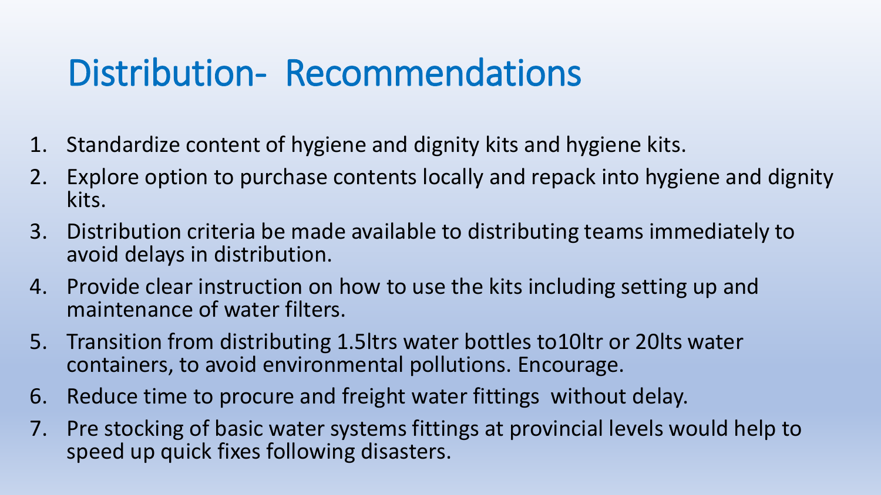# Distribution- Recommendations

1. Standardize content of hygiene and dignity kits and hygiene kits.
2. Explore option to purchase contents locally and repack into hygiene and dignity kits.
3. Distribution criteria be made available to distributing teams immediately to avoid delays in distribution.
4. Provide clear instruction on how to use the kits including setting up and maintenance of water filters.
5. Transition from distributing 1.5ltrs water bottles to10ltr or 20lts water containers, to avoid environmental pollutions. Encourage.
6. Reduce time to procure and freight water fittings  without delay.
7. Pre stocking of basic water systems fittings at provincial levels would help to speed up quick fixes following disasters.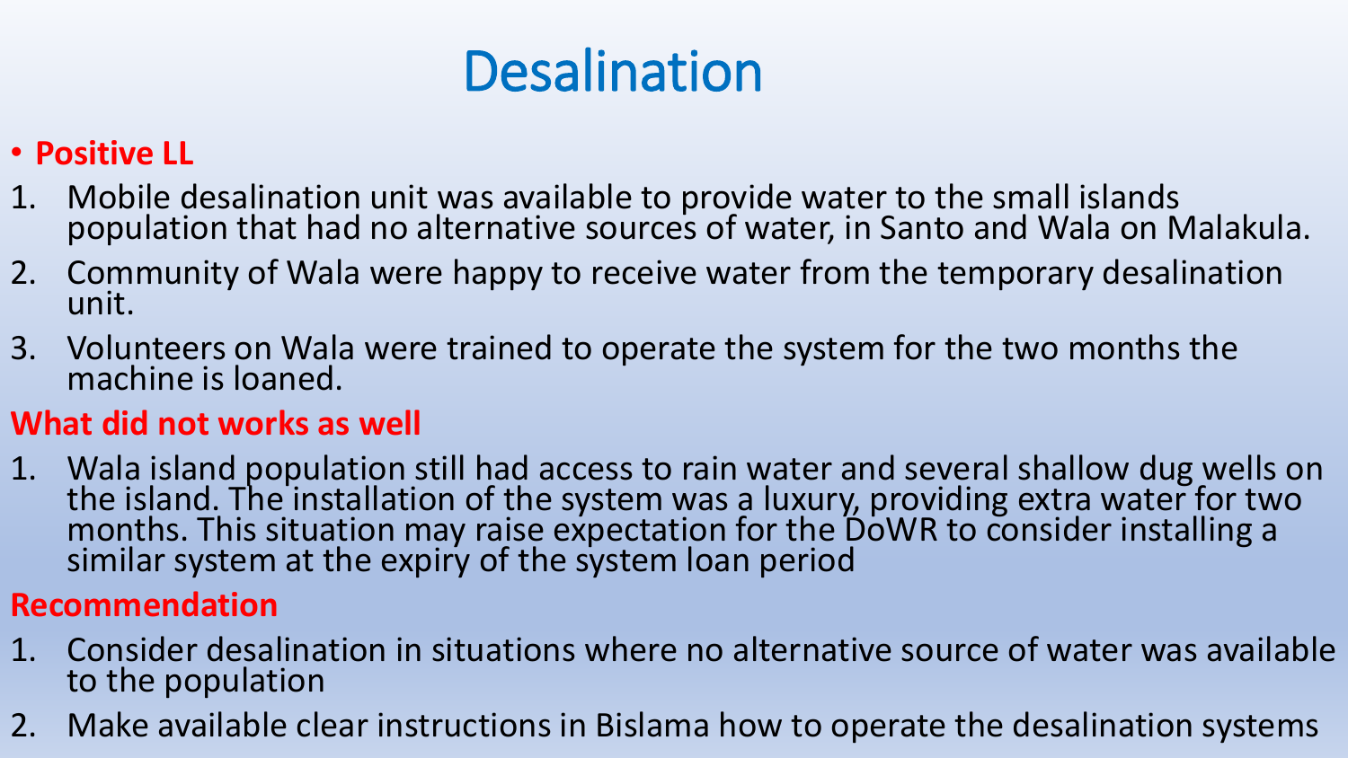# Desalination

- **Positive LL**

1. Mobile desalination unit was available to provide water to the small islands population that had no alternative sources of water, in Santo and Wala on Malakula.
2. Community of Wala were happy to receive water from the temporary desalination unit.
3. Volunteers on Wala were trained to operate the system for the two months the machine is loaned.

**What did not works as well**

1. Wala island population still had access to rain water and several shallow dug wells on the island. The installation of the system was a luxury, providing extra water for two months. This situation may raise expectation for the DoWR to consider installing a similar system at the expiry of the system loan period

**Recommendation**

1. Consider desalination in situations where no alternative source of water was available to the population
2. Make available clear instructions in Bislama how to operate the desalination systems